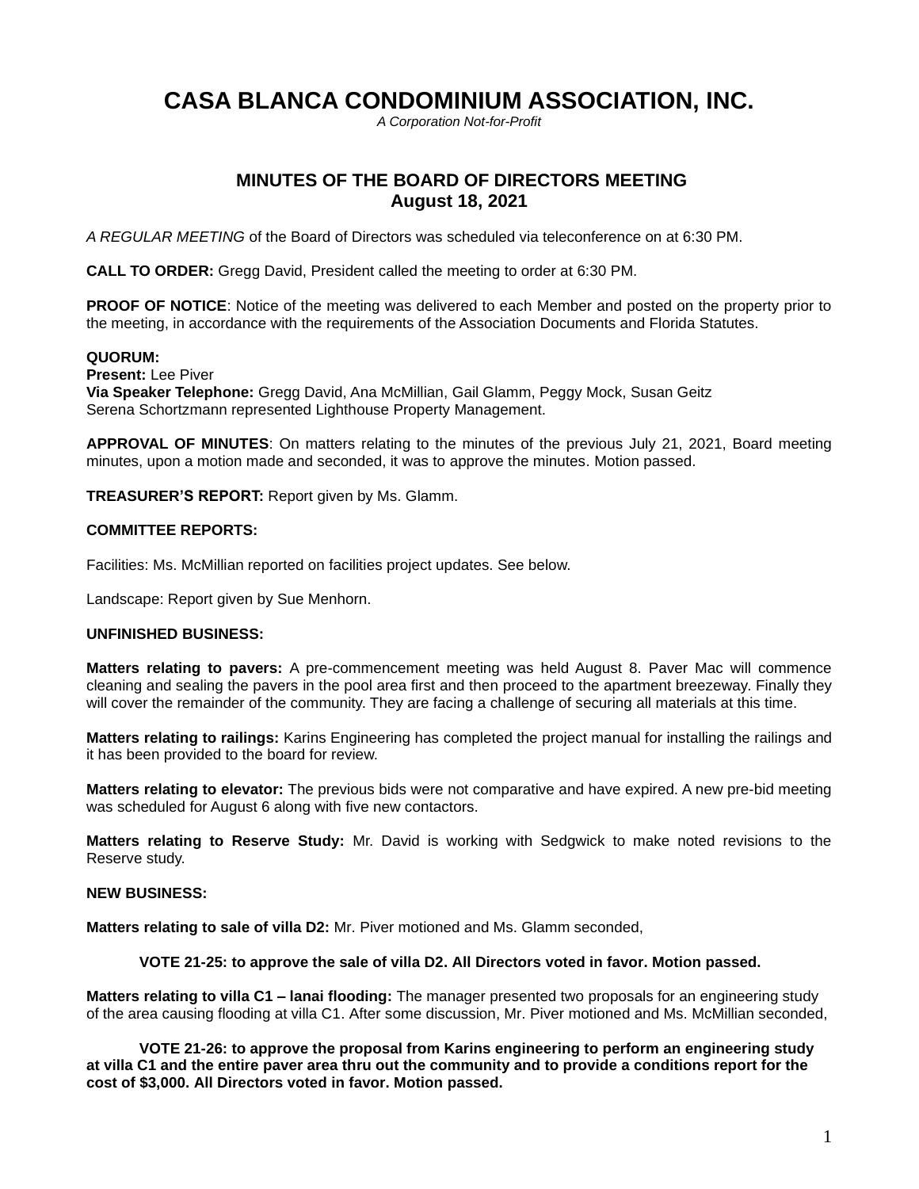# CASA BLANCA CONDOMINIUM ASSOCIATION, INC.

*A Corporation Not-for-Profit*

## MINUTES OF THE BOARD OF DIRECTORS MEETING
## August 18, 2021

*A REGULAR MEETING* of the Board of Directors was scheduled via teleconference on at 6:30 PM.

**CALL TO ORDER:** Gregg David, President called the meeting to order at 6:30 PM.

**PROOF OF NOTICE**: Notice of the meeting was delivered to each Member and posted on the property prior to the meeting, in accordance with the requirements of the Association Documents and Florida Statutes.

**QUORUM:**
**Present:** Lee Piver
**Via Speaker Telephone:** Gregg David, Ana McMillian, Gail Glamm, Peggy Mock, Susan Geitz
Serena Schortzmann represented Lighthouse Property Management.

**APPROVAL OF MINUTES**: On matters relating to the minutes of the previous July 21, 2021, Board meeting minutes, upon a motion made and seconded, it was to approve the minutes. Motion passed.

**TREASURER'S REPORT:** Report given by Ms. Glamm.

**COMMITTEE REPORTS:**

Facilities: Ms. McMillian reported on facilities project updates. See below.

Landscape: Report given by Sue Menhorn.

**UNFINISHED BUSINESS:**

**Matters relating to pavers:** A pre-commencement meeting was held August 8. Paver Mac will commence cleaning and sealing the pavers in the pool area first and then proceed to the apartment breezeway. Finally they will cover the remainder of the community. They are facing a challenge of securing all materials at this time.

**Matters relating to railings:** Karins Engineering has completed the project manual for installing the railings and it has been provided to the board for review.

**Matters relating to elevator:** The previous bids were not comparative and have expired. A new pre-bid meeting was scheduled for August 6 along with five new contactors.

**Matters relating to Reserve Study:** Mr. David is working with Sedgwick to make noted revisions to the Reserve study.

**NEW BUSINESS:**

**Matters relating to sale of villa D2:** Mr. Piver motioned and Ms. Glamm seconded,

**VOTE 21-25: to approve the sale of villa D2. All Directors voted in favor. Motion passed.**

**Matters relating to villa C1 – lanai flooding:** The manager presented two proposals for an engineering study of the area causing flooding at villa C1. After some discussion, Mr. Piver motioned and Ms. McMillian seconded,

**VOTE 21-26: to approve the proposal from Karins engineering to perform an engineering study at villa C1 and the entire paver area thru out the community and to provide a conditions report for the cost of $3,000. All Directors voted in favor. Motion passed.**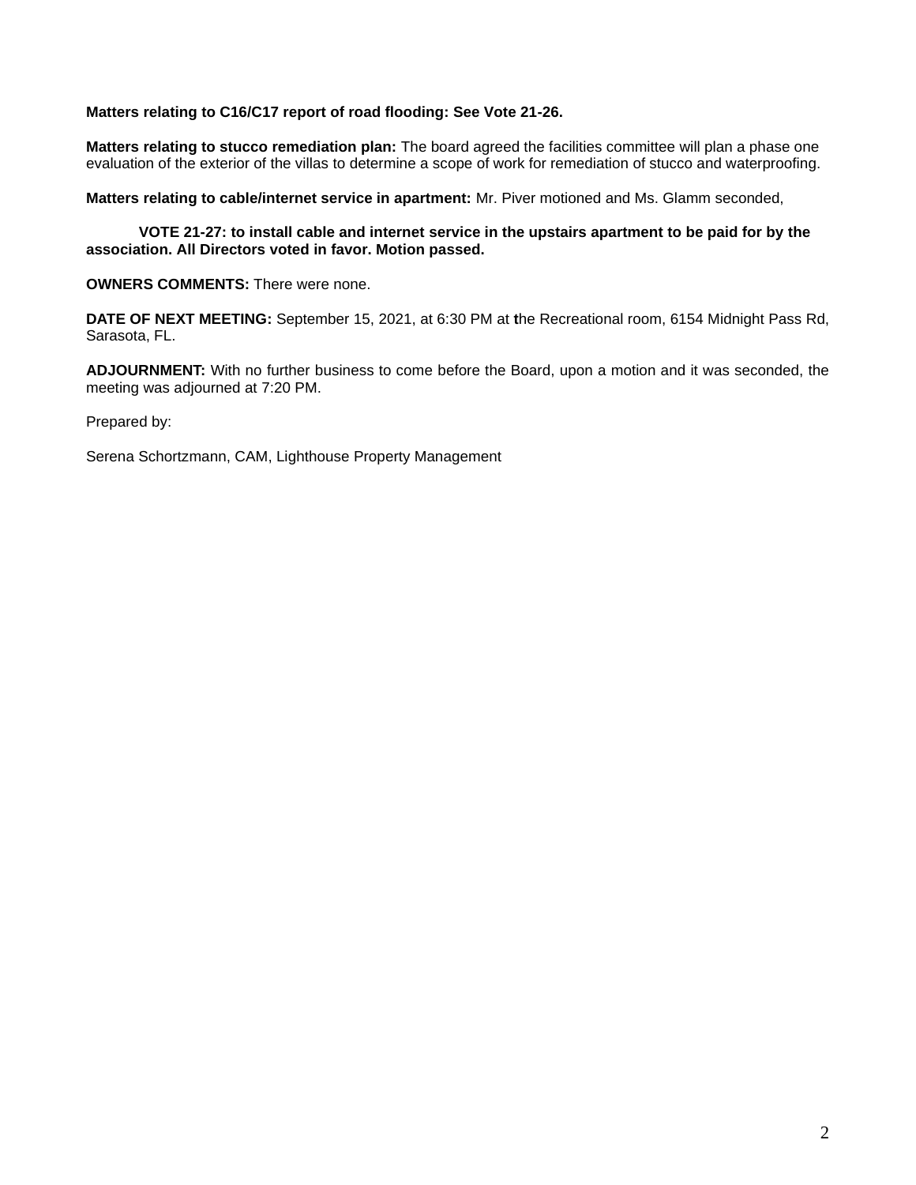**Matters relating to C16/C17 report of road flooding: See Vote 21-26.**

**Matters relating to stucco remediation plan:** The board agreed the facilities committee will plan a phase one evaluation of the exterior of the villas to determine a scope of work for remediation of stucco and waterproofing.

**Matters relating to cable/internet service in apartment:** Mr. Piver motioned and Ms. Glamm seconded,

**VOTE 21-27: to install cable and internet service in the upstairs apartment to be paid for by the association. All Directors voted in favor. Motion passed.**

**OWNERS COMMENTS:** There were none.

**DATE OF NEXT MEETING:** September 15, 2021, at 6:30 PM at the Recreational room, 6154 Midnight Pass Rd, Sarasota, FL.

**ADJOURNMENT:** With no further business to come before the Board, upon a motion and it was seconded, the meeting was adjourned at 7:20 PM.

Prepared by:

Serena Schortzmann, CAM, Lighthouse Property Management